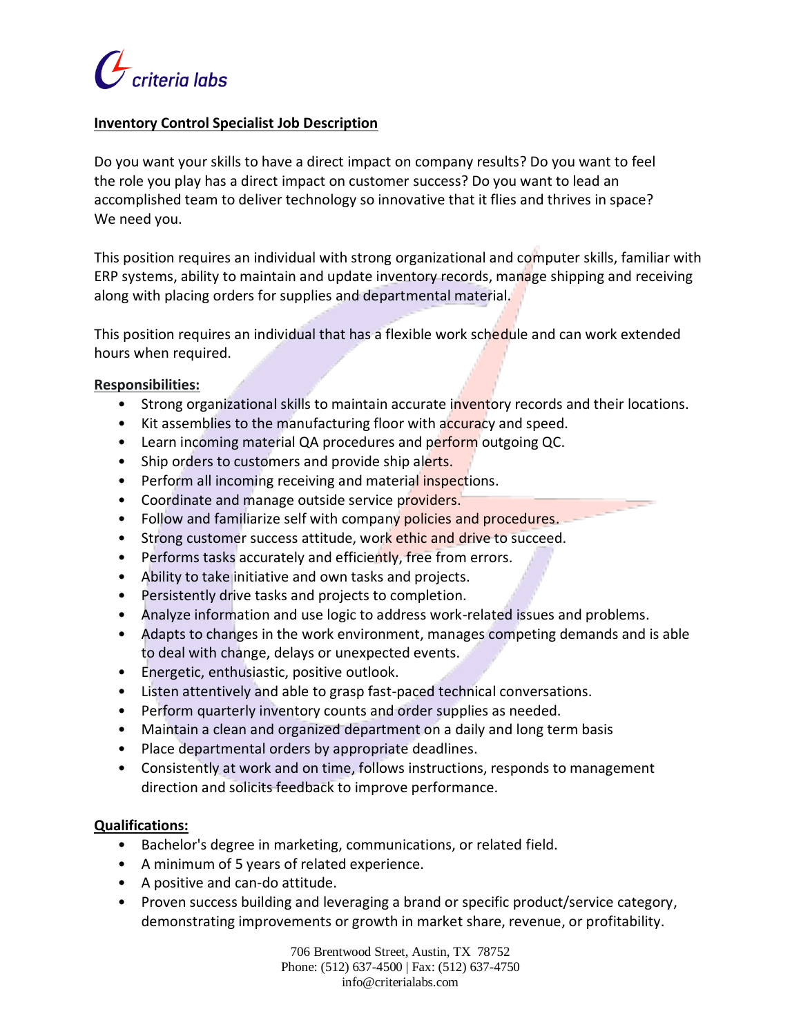criteria labs

## Inventory Control Specialist Job Description

Do you want your skills to have a direct impact on company results? Do you want to feel the role you play has a direct impact on customer success? Do you want to lead an accomplished team to deliver technology so innovative that it flies and thrives in space? We need you.

This position requires an individual with strong organizational and computer skills, familiar with ERP systems, ability to maintain and update inventory records, manage shipping and receiving along with placing orders for supplies and departmental material.

This position requires an individual that has a flexible work schedule and can work extended hours when required.

### Responsibilities:

- Strong organizational skills to maintain accurate inventory records and their locations.
- Kit assemblies to the manufacturing floor with accuracy and speed.
- Learn incoming material QA procedures and perform outgoing QC.
- Ship orders to customers and provide ship alerts.
- Perform all incoming receiving and material inspections.
- Coordinate and manage outside service providers.
- Follow and familiarize self with company policies and procedures.
- Strong customer success attitude, work ethic and drive to succeed.
- Performs tasks accurately and efficiently, free from errors.
- Ability to take initiative and own tasks and projects.
- Persistently drive tasks and projects to completion.
- Analyze information and use logic to address work-related issues and problems.
- Adapts to changes in the work environment, manages competing demands and is able to deal with change, delays or unexpected events.
- Energetic, enthusiastic, positive outlook.
- Listen attentively and able to grasp fast-paced technical conversations.
- Perform quarterly inventory counts and order supplies as needed.
- Maintain a clean and organized department on a daily and long term basis
- Place departmental orders by appropriate deadlines.
- Consistently at work and on time, follows instructions, responds to management direction and solicits feedback to improve performance.

### Qualifications:

- Bachelor's degree in marketing, communications, or related field.
- A minimum of 5 years of related experience.
- A positive and can-do attitude.
- Proven success building and leveraging a brand or specific product/service category, demonstrating improvements or growth in market share, revenue, or profitability.

706 Brentwood Street, Austin, TX 78752
Phone: (512) 637-4500 | Fax: (512) 637-4750
info@criterialabs.com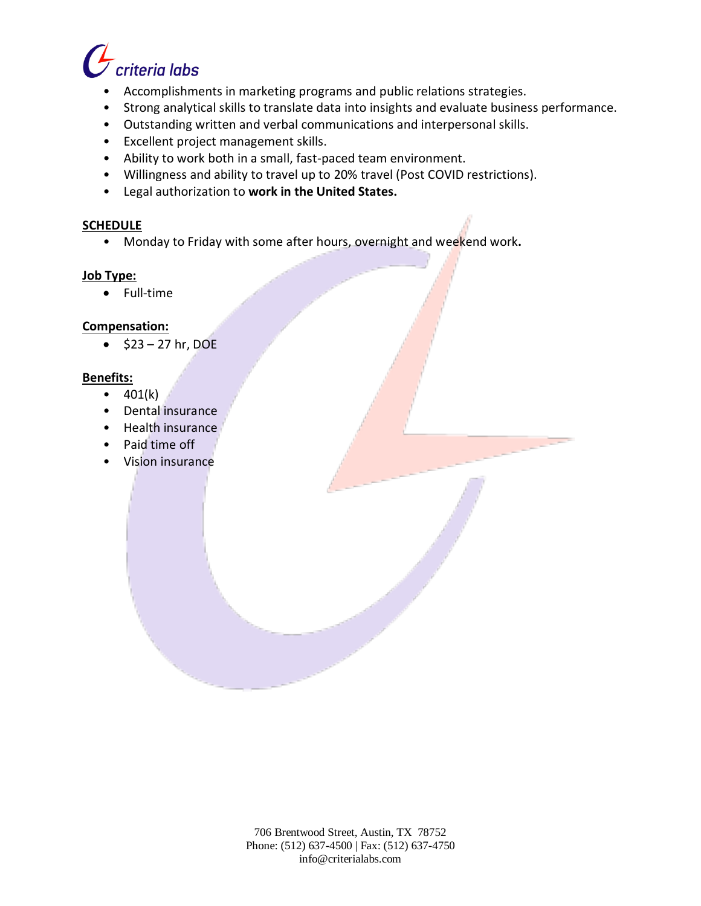- Accomplishments in marketing programs and public relations strategies.
- Strong analytical skills to translate data into insights and evaluate business performance.
- Outstanding written and verbal communications and interpersonal skills.
- Excellent project management skills.
- Ability to work both in a small, fast-paced team environment.
- Willingness and ability to travel up to 20% travel (Post COVID restrictions).
- Legal authorization to **work in the United States.**

## SCHEDULE

- Monday to Friday with some after hours, overnight and weekend work**.**

## Job Type:

- Full-time

## Compensation:

- $23 – 27 hr, DOE

## Benefits:

- 401(k)
- Dental insurance
- Health insurance
- Paid time off
- Vision insurance

706 Brentwood Street, Austin, TX 78752
Phone: (512) 637-4500 | Fax: (512) 637-4750
info@criterialabs.com